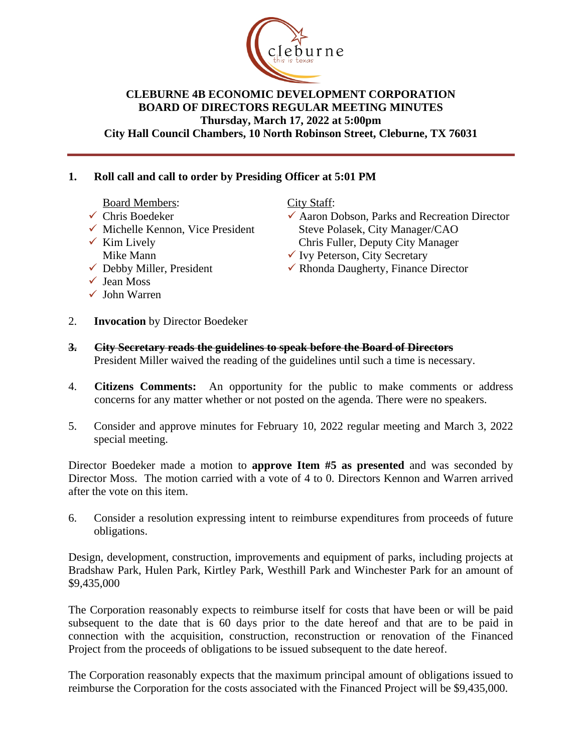# CLEBURNE 4B ECONOMIC DEVELOPMENT CORPORATION
## BOARD OF DIRECTORS REGULAR MEETING MINUTES
**Thursday, March 17, 2022 at 5:00pm**
**City Hall Council Chambers, 10 North Robinson Street, Cleburne, TX 76031**

**1. Roll call and call to order by Presiding Officer at 5:01 PM**

Board Members:
- ✓ Chris Boedeker
- ✓ Michelle Kennon, Vice President
- ✓ Kim Lively
- Mike Mann
- ✓ Debby Miller, President
- ✓ Jean Moss
- ✓ John Warren

City Staff:
- ✓ Aaron Dobson, Parks and Recreation Director
- Steve Polasek, City Manager/CAO
- Chris Fuller, Deputy City Manager
- ✓ Ivy Peterson, City Secretary
- ✓ Rhonda Daugherty, Finance Director

2. **Invocation** by Director Boedeker

~~**3. City Secretary reads the guidelines to speak before the Board of Directors**~~
President Miller waived the reading of the guidelines until such a time is necessary.

4. **Citizens Comments:** An opportunity for the public to make comments or address concerns for any matter whether or not posted on the agenda. There were no speakers.

5. Consider and approve minutes for February 10, 2022 regular meeting and March 3, 2022 special meeting.

Director Boedeker made a motion to **approve Item #5 as presented** and was seconded by Director Moss. The motion carried with a vote of 4 to 0. Directors Kennon and Warren arrived after the vote on this item.

6. Consider a resolution expressing intent to reimburse expenditures from proceeds of future obligations.

Design, development, construction, improvements and equipment of parks, including projects at Bradshaw Park, Hulen Park, Kirtley Park, Westhill Park and Winchester Park for an amount of $9,435,000

The Corporation reasonably expects to reimburse itself for costs that have been or will be paid subsequent to the date that is 60 days prior to the date hereof and that are to be paid in connection with the acquisition, construction, reconstruction or renovation of the Financed Project from the proceeds of obligations to be issued subsequent to the date hereof.

The Corporation reasonably expects that the maximum principal amount of obligations issued to reimburse the Corporation for the costs associated with the Financed Project will be $9,435,000.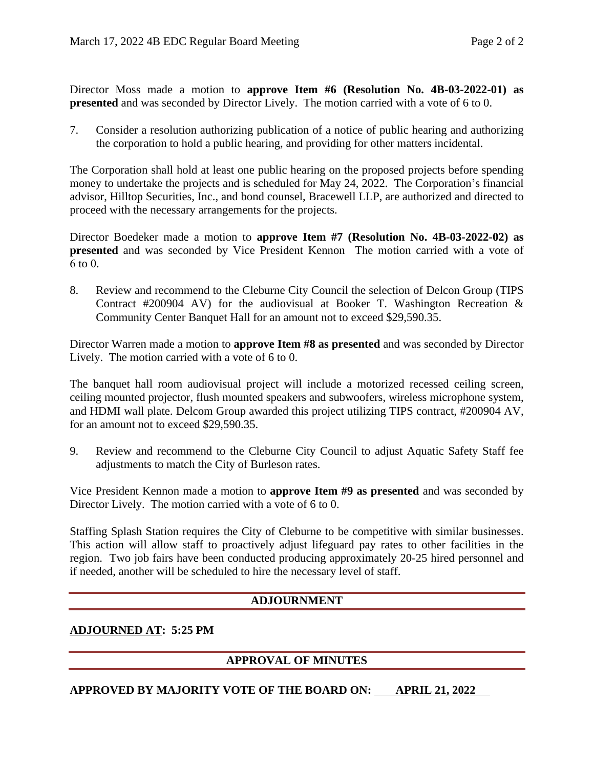Director Moss made a motion to **approve Item #6 (Resolution No. 4B-03-2022-01) as presented** and was seconded by Director Lively. The motion carried with a vote of 6 to 0.

7. Consider a resolution authorizing publication of a notice of public hearing and authorizing the corporation to hold a public hearing, and providing for other matters incidental.

The Corporation shall hold at least one public hearing on the proposed projects before spending money to undertake the projects and is scheduled for May 24, 2022. The Corporation's financial advisor, Hilltop Securities, Inc., and bond counsel, Bracewell LLP, are authorized and directed to proceed with the necessary arrangements for the projects.

Director Boedeker made a motion to **approve Item #7 (Resolution No. 4B-03-2022-02) as presented** and was seconded by Vice President Kennon The motion carried with a vote of 6 to 0.

8. Review and recommend to the Cleburne City Council the selection of Delcon Group (TIPS Contract #200904 AV) for the audiovisual at Booker T. Washington Recreation & Community Center Banquet Hall for an amount not to exceed $29,590.35.

Director Warren made a motion to **approve Item #8 as presented** and was seconded by Director Lively. The motion carried with a vote of 6 to 0.

The banquet hall room audiovisual project will include a motorized recessed ceiling screen, ceiling mounted projector, flush mounted speakers and subwoofers, wireless microphone system, and HDMI wall plate. Delcom Group awarded this project utilizing TIPS contract, #200904 AV, for an amount not to exceed $29,590.35.

9. Review and recommend to the Cleburne City Council to adjust Aquatic Safety Staff fee adjustments to match the City of Burleson rates.

Vice President Kennon made a motion to **approve Item #9 as presented** and was seconded by Director Lively. The motion carried with a vote of 6 to 0.

Staffing Splash Station requires the City of Cleburne to be competitive with similar businesses. This action will allow staff to proactively adjust lifeguard pay rates to other facilities in the region. Two job fairs have been conducted producing approximately 20-25 hired personnel and if needed, another will be scheduled to hire the necessary level of staff.

## ADJOURNMENT

**ADJOURNED AT: 5:25 PM**

## APPROVAL OF MINUTES

**APPROVED BY MAJORITY VOTE OF THE BOARD ON: APRIL 21, 2022**